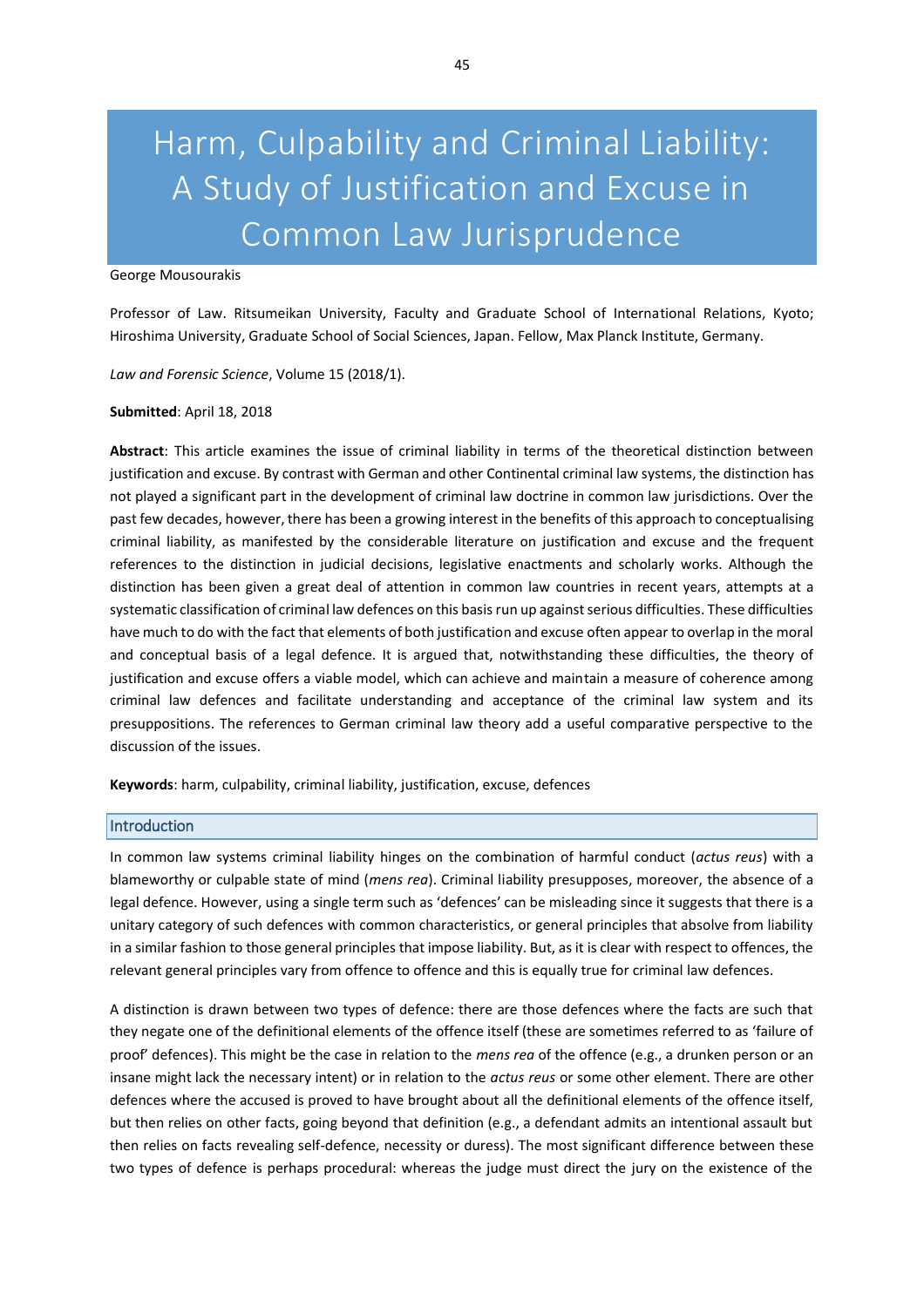# Harm, Culpability and Criminal Liability: A Study of Justification and Excuse in Common Law Jurisprudence

George Mousourakis

Professor of Law. Ritsumeikan University, Faculty and Graduate School of International Relations, Kyoto; Hiroshima University, Graduate School of Social Sciences, Japan. Fellow, Max Planck Institute, Germany.

*Law and Forensic Science*, Volume 15 (2018/1).

**Submitted**: April 18, 2018

**Abstract**: This article examines the issue of criminal liability in terms of the theoretical distinction between justification and excuse. By contrast with German and other Continental criminal law systems, the distinction has not played a significant part in the development of criminal law doctrine in common law jurisdictions. Over the past few decades, however, there has been a growing interest in the benefits of this approach to conceptualising criminal liability, as manifested by the considerable literature on justification and excuse and the frequent references to the distinction in judicial decisions, legislative enactments and scholarly works. Although the distinction has been given a great deal of attention in common law countries in recent years, attempts at a systematic classification of criminal law defences on this basis run up against serious difficulties. These difficulties have much to do with the fact that elements of both justification and excuse often appear to overlap in the moral and conceptual basis of a legal defence. It is argued that, notwithstanding these difficulties, the theory of justification and excuse offers a viable model, which can achieve and maintain a measure of coherence among criminal law defences and facilitate understanding and acceptance of the criminal law system and its presuppositions. The references to German criminal law theory add a useful comparative perspective to the discussion of the issues.

**Keywords**: harm, culpability, criminal liability, justification, excuse, defences

## Introduction

In common law systems criminal liability hinges on the combination of harmful conduct (*actus reus*) with a blameworthy or culpable state of mind (*mens rea*). Criminal liability presupposes, moreover, the absence of a legal defence. However, using a single term such as 'defences' can be misleading since it suggests that there is a unitary category of such defences with common characteristics, or general principles that absolve from liability in a similar fashion to those general principles that impose liability. But, as it is clear with respect to offences, the relevant general principles vary from offence to offence and this is equally true for criminal law defences.

A distinction is drawn between two types of defence: there are those defences where the facts are such that they negate one of the definitional elements of the offence itself (these are sometimes referred to as 'failure of proof' defences). This might be the case in relation to the *mens rea* of the offence (e.g., a drunken person or an insane might lack the necessary intent) or in relation to the *actus reus* or some other element. There are other defences where the accused is proved to have brought about all the definitional elements of the offence itself, but then relies on other facts, going beyond that definition (e.g., a defendant admits an intentional assault but then relies on facts revealing self-defence, necessity or duress). The most significant difference between these two types of defence is perhaps procedural: whereas the judge must direct the jury on the existence of the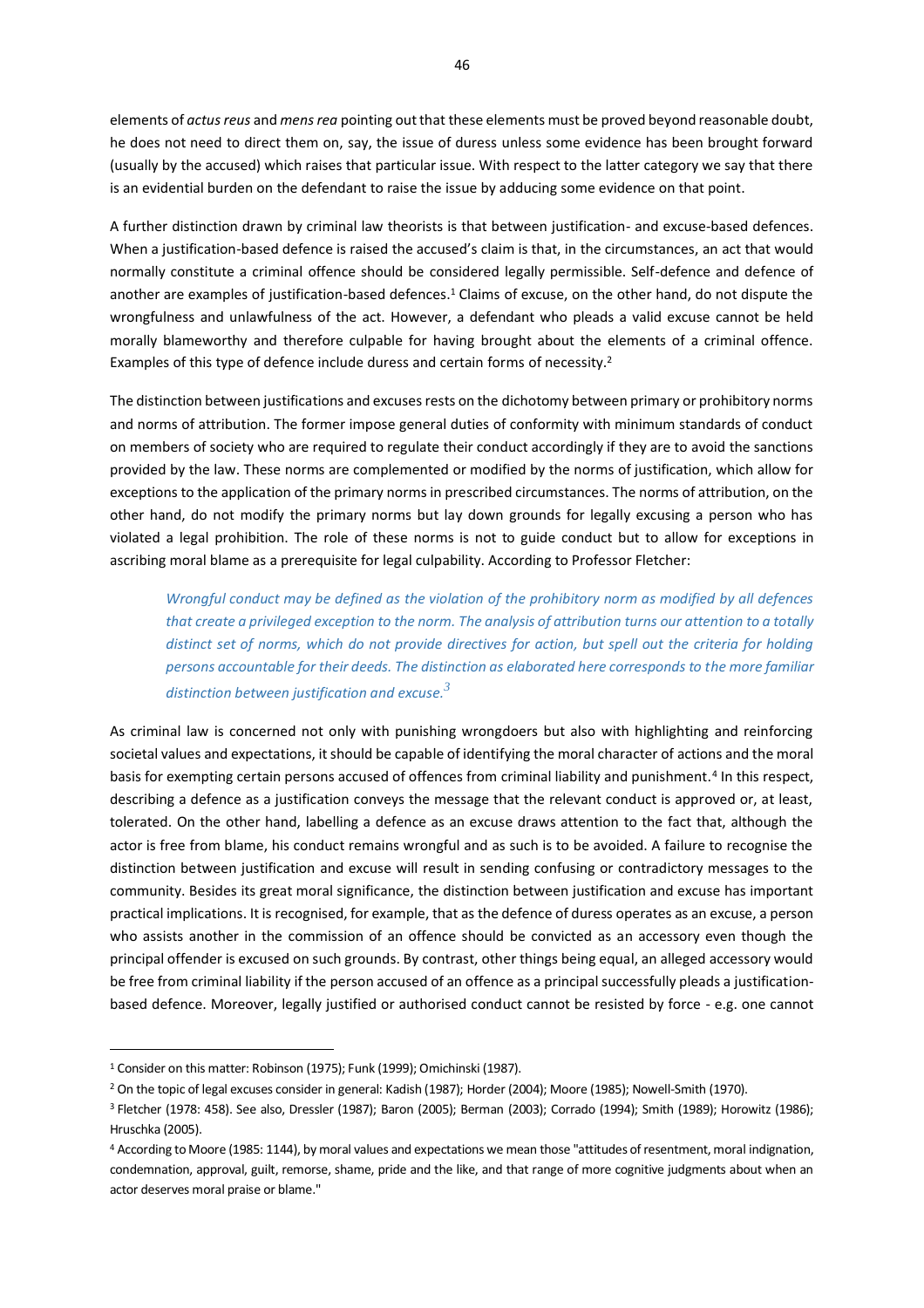elements of *actus reus* and *mens rea* pointing out that these elements must be proved beyond reasonable doubt, he does not need to direct them on, say, the issue of duress unless some evidence has been brought forward (usually by the accused) which raises that particular issue. With respect to the latter category we say that there is an evidential burden on the defendant to raise the issue by adducing some evidence on that point.

A further distinction drawn by criminal law theorists is that between justification- and excuse-based defences. When a justification-based defence is raised the accused's claim is that, in the circumstances, an act that would normally constitute a criminal offence should be considered legally permissible. Self-defence and defence of another are examples of justification-based defences.[1] Claims of excuse, on the other hand, do not dispute the wrongfulness and unlawfulness of the act. However, a defendant who pleads a valid excuse cannot be held morally blameworthy and therefore culpable for having brought about the elements of a criminal offence. Examples of this type of defence include duress and certain forms of necessity.[2]

The distinction between justifications and excuses rests on the dichotomy between primary or prohibitory norms and norms of attribution. The former impose general duties of conformity with minimum standards of conduct on members of society who are required to regulate their conduct accordingly if they are to avoid the sanctions provided by the law. These norms are complemented or modified by the norms of justification, which allow for exceptions to the application of the primary norms in prescribed circumstances. The norms of attribution, on the other hand, do not modify the primary norms but lay down grounds for legally excusing a person who has violated a legal prohibition. The role of these norms is not to guide conduct but to allow for exceptions in ascribing moral blame as a prerequisite for legal culpability. According to Professor Fletcher:

> *Wrongful conduct may be defined as the violation of the prohibitory norm as modified by all defences that create a privileged exception to the norm. The analysis of attribution turns our attention to a totally distinct set of norms, which do not provide directives for action, but spell out the criteria for holding persons accountable for their deeds. The distinction as elaborated here corresponds to the more familiar distinction between justification and excuse.*[3]

As criminal law is concerned not only with punishing wrongdoers but also with highlighting and reinforcing societal values and expectations, it should be capable of identifying the moral character of actions and the moral basis for exempting certain persons accused of offences from criminal liability and punishment.[4] In this respect, describing a defence as a justification conveys the message that the relevant conduct is approved or, at least, tolerated. On the other hand, labelling a defence as an excuse draws attention to the fact that, although the actor is free from blame, his conduct remains wrongful and as such is to be avoided. A failure to recognise the distinction between justification and excuse will result in sending confusing or contradictory messages to the community. Besides its great moral significance, the distinction between justification and excuse has important practical implications. It is recognised, for example, that as the defence of duress operates as an excuse, a person who assists another in the commission of an offence should be convicted as an accessory even though the principal offender is excused on such grounds. By contrast, other things being equal, an alleged accessory would be free from criminal liability if the person accused of an offence as a principal successfully pleads a justification-based defence. Moreover, legally justified or authorised conduct cannot be resisted by force - e.g. one cannot

---

[1] Consider on this matter: Robinson (1975); Funk (1999); Omichinski (1987).

[2] On the topic of legal excuses consider in general: Kadish (1987); Horder (2004); Moore (1985); Nowell-Smith (1970).

[3] Fletcher (1978: 458). See also, Dressler (1987); Baron (2005); Berman (2003); Corrado (1994); Smith (1989); Horowitz (1986); Hruschka (2005).

[4] According to Moore (1985: 1144), by moral values and expectations we mean those "attitudes of resentment, moral indignation, condemnation, approval, guilt, remorse, shame, pride and the like, and that range of more cognitive judgments about when an actor deserves moral praise or blame."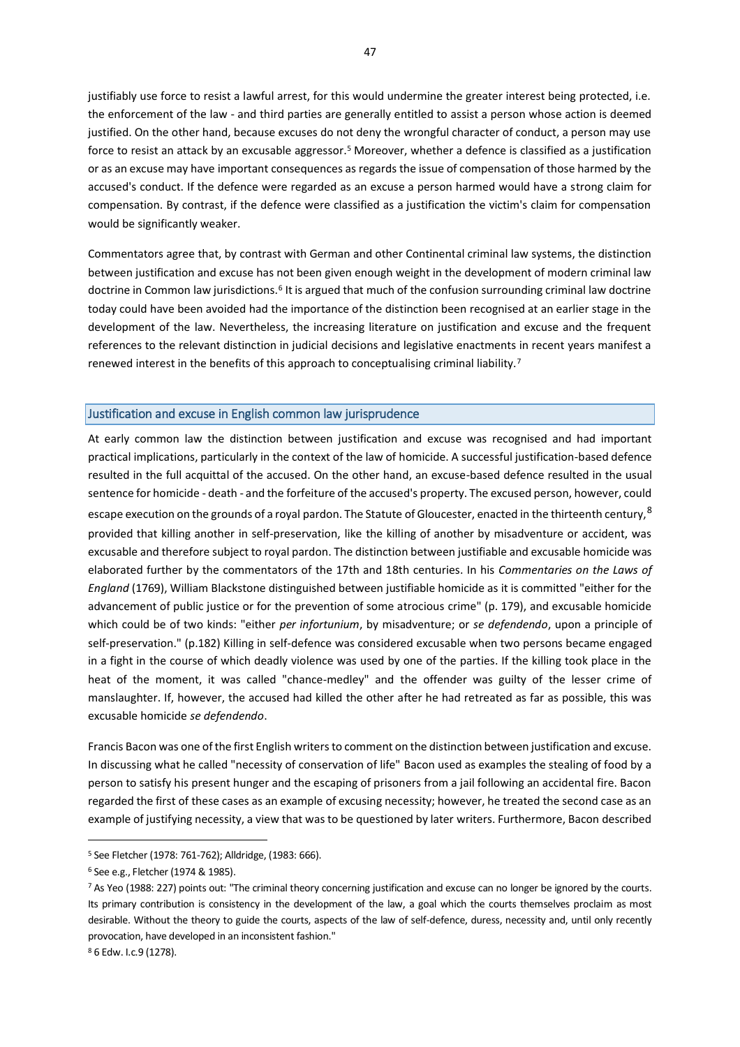justifiably use force to resist a lawful arrest, for this would undermine the greater interest being protected, i.e. the enforcement of the law - and third parties are generally entitled to assist a person whose action is deemed justified. On the other hand, because excuses do not deny the wrongful character of conduct, a person may use force to resist an attack by an excusable aggressor.[5] Moreover, whether a defence is classified as a justification or as an excuse may have important consequences as regards the issue of compensation of those harmed by the accused's conduct. If the defence were regarded as an excuse a person harmed would have a strong claim for compensation. By contrast, if the defence were classified as a justification the victim's claim for compensation would be significantly weaker.

Commentators agree that, by contrast with German and other Continental criminal law systems, the distinction between justification and excuse has not been given enough weight in the development of modern criminal law doctrine in Common law jurisdictions.[6] It is argued that much of the confusion surrounding criminal law doctrine today could have been avoided had the importance of the distinction been recognised at an earlier stage in the development of the law. Nevertheless, the increasing literature on justification and excuse and the frequent references to the relevant distinction in judicial decisions and legislative enactments in recent years manifest a renewed interest in the benefits of this approach to conceptualising criminal liability.[7]

## Justification and excuse in English common law jurisprudence

At early common law the distinction between justification and excuse was recognised and had important practical implications, particularly in the context of the law of homicide. A successful justification-based defence resulted in the full acquittal of the accused. On the other hand, an excuse-based defence resulted in the usual sentence for homicide - death - and the forfeiture of the accused's property. The excused person, however, could escape execution on the grounds of a royal pardon. The Statute of Gloucester, enacted in the thirteenth century,[8] provided that killing another in self-preservation, like the killing of another by misadventure or accident, was excusable and therefore subject to royal pardon. The distinction between justifiable and excusable homicide was elaborated further by the commentators of the 17th and 18th centuries. In his *Commentaries on the Laws of England* (1769), William Blackstone distinguished between justifiable homicide as it is committed "either for the advancement of public justice or for the prevention of some atrocious crime" (p. 179), and excusable homicide which could be of two kinds: "either *per infortunium*, by misadventure; or *se defendendo*, upon a principle of self-preservation." (p.182) Killing in self-defence was considered excusable when two persons became engaged in a fight in the course of which deadly violence was used by one of the parties. If the killing took place in the heat of the moment, it was called "chance-medley" and the offender was guilty of the lesser crime of manslaughter. If, however, the accused had killed the other after he had retreated as far as possible, this was excusable homicide *se defendendo*.

Francis Bacon was one of the first English writers to comment on the distinction between justification and excuse. In discussing what he called "necessity of conservation of life" Bacon used as examples the stealing of food by a person to satisfy his present hunger and the escaping of prisoners from a jail following an accidental fire. Bacon regarded the first of these cases as an example of excusing necessity; however, he treated the second case as an example of justifying necessity, a view that was to be questioned by later writers. Furthermore, Bacon described

---

[5] See Fletcher (1978: 761-762); Alldridge, (1983: 666).

[6] See e.g., Fletcher (1974 & 1985).

[7] As Yeo (1988: 227) points out: "The criminal theory concerning justification and excuse can no longer be ignored by the courts. Its primary contribution is consistency in the development of the law, a goal which the courts themselves proclaim as most desirable. Without the theory to guide the courts, aspects of the law of self-defence, duress, necessity and, until only recently provocation, have developed in an inconsistent fashion."

[8] 6 Edw. I.c.9 (1278).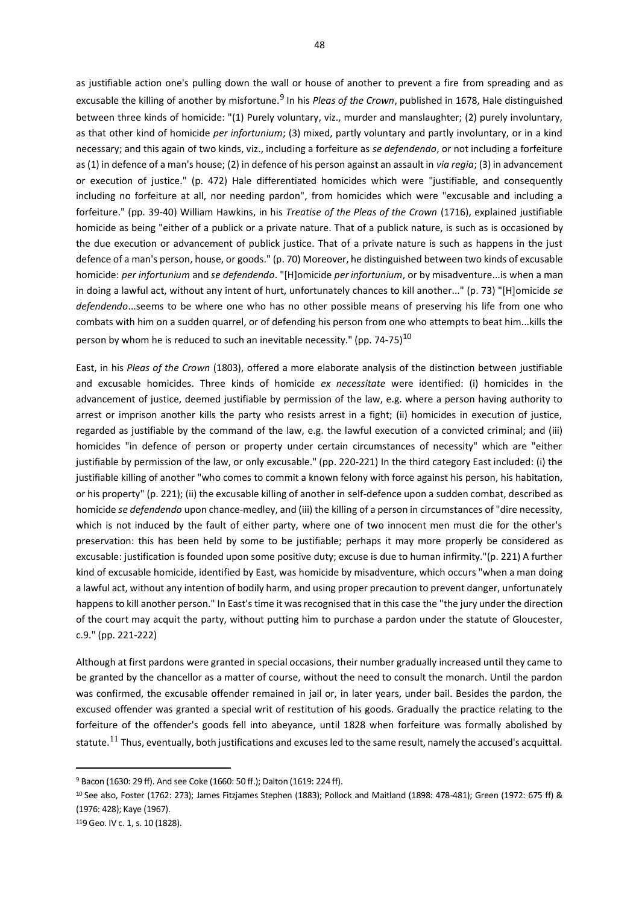as justifiable action one's pulling down the wall or house of another to prevent a fire from spreading and as excusable the killing of another by misfortune.[9] In his *Pleas of the Crown*, published in 1678, Hale distinguished between three kinds of homicide: "(1) Purely voluntary, viz., murder and manslaughter; (2) purely involuntary, as that other kind of homicide *per infortunium*; (3) mixed, partly voluntary and partly involuntary, or in a kind necessary; and this again of two kinds, viz., including a forfeiture as *se defendendo*, or not including a forfeiture as (1) in defence of a man's house; (2) in defence of his person against an assault in *via regia*; (3) in advancement or execution of justice." (p. 472) Hale differentiated homicides which were "justifiable, and consequently including no forfeiture at all, nor needing pardon", from homicides which were "excusable and including a forfeiture." (pp. 39-40) William Hawkins, in his *Treatise of the Pleas of the Crown* (1716), explained justifiable homicide as being "either of a publick or a private nature. That of a publick nature, is such as is occasioned by the due execution or advancement of publick justice. That of a private nature is such as happens in the just defence of a man's person, house, or goods." (p. 70) Moreover, he distinguished between two kinds of excusable homicide: *per infortunium* and *se defendendo*. "[H]omicide *per infortunium*, or by misadventure...is when a man in doing a lawful act, without any intent of hurt, unfortunately chances to kill another..." (p. 73) "[H]omicide *se defendendo*...seems to be where one who has no other possible means of preserving his life from one who combats with him on a sudden quarrel, or of defending his person from one who attempts to beat him...kills the person by whom he is reduced to such an inevitable necessity." (pp. 74-75)[10]

East, in his *Pleas of the Crown* (1803), offered a more elaborate analysis of the distinction between justifiable and excusable homicides. Three kinds of homicide *ex necessitate* were identified: (i) homicides in the advancement of justice, deemed justifiable by permission of the law, e.g. where a person having authority to arrest or imprison another kills the party who resists arrest in a fight; (ii) homicides in execution of justice, regarded as justifiable by the command of the law, e.g. the lawful execution of a convicted criminal; and (iii) homicides "in defence of person or property under certain circumstances of necessity" which are "either justifiable by permission of the law, or only excusable." (pp. 220-221) In the third category East included: (i) the justifiable killing of another "who comes to commit a known felony with force against his person, his habitation, or his property" (p. 221); (ii) the excusable killing of another in self-defence upon a sudden combat, described as homicide *se defendendo* upon chance-medley, and (iii) the killing of a person in circumstances of "dire necessity, which is not induced by the fault of either party, where one of two innocent men must die for the other's preservation: this has been held by some to be justifiable; perhaps it may more properly be considered as excusable: justification is founded upon some positive duty; excuse is due to human infirmity."(p. 221) A further kind of excusable homicide, identified by East, was homicide by misadventure, which occurs "when a man doing a lawful act, without any intention of bodily harm, and using proper precaution to prevent danger, unfortunately happens to kill another person." In East's time it was recognised that in this case the "the jury under the direction of the court may acquit the party, without putting him to purchase a pardon under the statute of Gloucester, c.9." (pp. 221-222)

Although at first pardons were granted in special occasions, their number gradually increased until they came to be granted by the chancellor as a matter of course, without the need to consult the monarch. Until the pardon was confirmed, the excusable offender remained in jail or, in later years, under bail. Besides the pardon, the excused offender was granted a special writ of restitution of his goods. Gradually the practice relating to the forfeiture of the offender's goods fell into abeyance, until 1828 when forfeiture was formally abolished by statute.[11] Thus, eventually, both justifications and excuses led to the same result, namely the accused's acquittal.

---

[9] Bacon (1630: 29 ff). And see Coke (1660: 50 ff.); Dalton (1619: 224 ff).

[10] See also, Foster (1762: 273); James Fitzjames Stephen (1883); Pollock and Maitland (1898: 478-481); Green (1972: 675 ff) & (1976: 428); Kaye (1967).

[11] 9 Geo. IV c. 1, s. 10 (1828).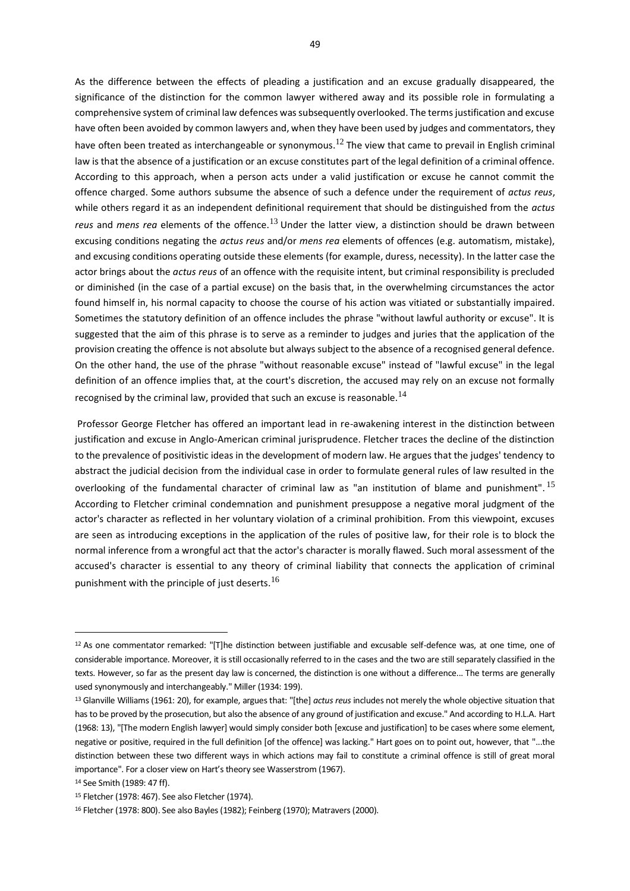As the difference between the effects of pleading a justification and an excuse gradually disappeared, the significance of the distinction for the common lawyer withered away and its possible role in formulating a comprehensive system of criminal law defences was subsequently overlooked. The terms justification and excuse have often been avoided by common lawyers and, when they have been used by judges and commentators, they have often been treated as interchangeable or synonymous.[12] The view that came to prevail in English criminal law is that the absence of a justification or an excuse constitutes part of the legal definition of a criminal offence. According to this approach, when a person acts under a valid justification or excuse he cannot commit the offence charged. Some authors subsume the absence of such a defence under the requirement of *actus reus*, while others regard it as an independent definitional requirement that should be distinguished from the *actus reus* and *mens rea* elements of the offence.[13] Under the latter view, a distinction should be drawn between excusing conditions negating the *actus reus* and/or *mens rea* elements of offences (e.g. automatism, mistake), and excusing conditions operating outside these elements (for example, duress, necessity). In the latter case the actor brings about the *actus reus* of an offence with the requisite intent, but criminal responsibility is precluded or diminished (in the case of a partial excuse) on the basis that, in the overwhelming circumstances the actor found himself in, his normal capacity to choose the course of his action was vitiated or substantially impaired. Sometimes the statutory definition of an offence includes the phrase "without lawful authority or excuse". It is suggested that the aim of this phrase is to serve as a reminder to judges and juries that the application of the provision creating the offence is not absolute but always subject to the absence of a recognised general defence. On the other hand, the use of the phrase "without reasonable excuse" instead of "lawful excuse" in the legal definition of an offence implies that, at the court's discretion, the accused may rely on an excuse not formally recognised by the criminal law, provided that such an excuse is reasonable.[14]

Professor George Fletcher has offered an important lead in re-awakening interest in the distinction between justification and excuse in Anglo-American criminal jurisprudence. Fletcher traces the decline of the distinction to the prevalence of positivistic ideas in the development of modern law. He argues that the judges' tendency to abstract the judicial decision from the individual case in order to formulate general rules of law resulted in the overlooking of the fundamental character of criminal law as "an institution of blame and punishment".[15] According to Fletcher criminal condemnation and punishment presuppose a negative moral judgment of the actor's character as reflected in her voluntary violation of a criminal prohibition. From this viewpoint, excuses are seen as introducing exceptions in the application of the rules of positive law, for their role is to block the normal inference from a wrongful act that the actor's character is morally flawed. Such moral assessment of the accused's character is essential to any theory of criminal liability that connects the application of criminal punishment with the principle of just deserts.[16]

---

[12] As one commentator remarked: "[T]he distinction between justifiable and excusable self-defence was, at one time, one of considerable importance. Moreover, it is still occasionally referred to in the cases and the two are still separately classified in the texts. However, so far as the present day law is concerned, the distinction is one without a difference... The terms are generally used synonymously and interchangeably." Miller (1934: 199).

[13] Glanville Williams (1961: 20), for example, argues that: "[the] *actus reus* includes not merely the whole objective situation that has to be proved by the prosecution, but also the absence of any ground of justification and excuse." And according to H.L.A. Hart (1968: 13), "[The modern English lawyer] would simply consider both [excuse and justification] to be cases where some element, negative or positive, required in the full definition [of the offence] was lacking." Hart goes on to point out, however, that "...the distinction between these two different ways in which actions may fail to constitute a criminal offence is still of great moral importance". For a closer view on Hart's theory see Wasserstrom (1967).

[14] See Smith (1989: 47 ff).

[15] Fletcher (1978: 467). See also Fletcher (1974).

[16] Fletcher (1978: 800). See also Bayles (1982); Feinberg (1970); Matravers (2000).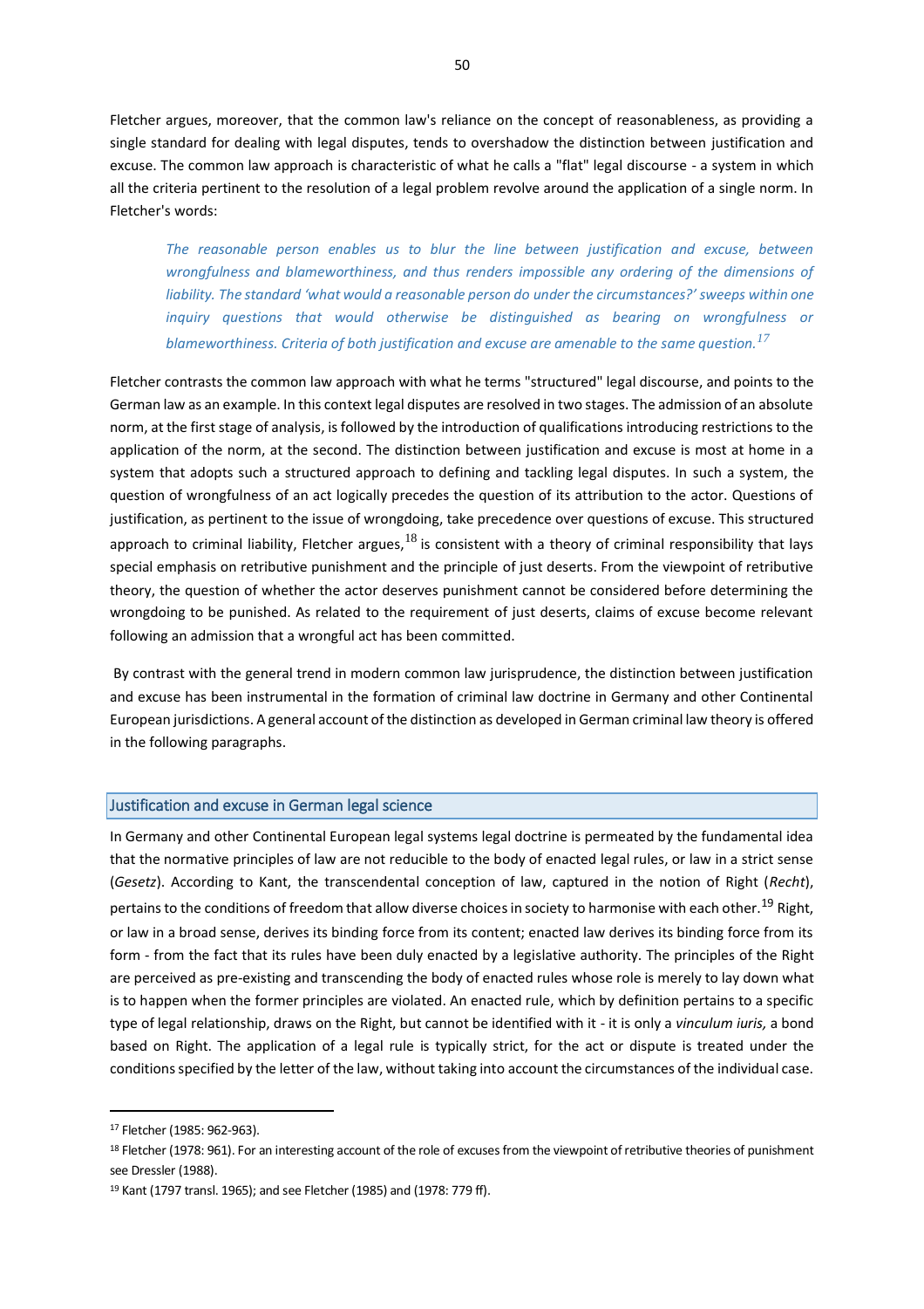Fletcher argues, moreover, that the common law's reliance on the concept of reasonableness, as providing a single standard for dealing with legal disputes, tends to overshadow the distinction between justification and excuse. The common law approach is characteristic of what he calls a "flat" legal discourse - a system in which all the criteria pertinent to the resolution of a legal problem revolve around the application of a single norm. In Fletcher's words:

> *The reasonable person enables us to blur the line between justification and excuse, between wrongfulness and blameworthiness, and thus renders impossible any ordering of the dimensions of liability. The standard 'what would a reasonable person do under the circumstances?' sweeps within one inquiry questions that would otherwise be distinguished as bearing on wrongfulness or blameworthiness. Criteria of both justification and excuse are amenable to the same question.*[17]

Fletcher contrasts the common law approach with what he terms "structured" legal discourse, and points to the German law as an example. In this context legal disputes are resolved in two stages. The admission of an absolute norm, at the first stage of analysis, is followed by the introduction of qualifications introducing restrictions to the application of the norm, at the second. The distinction between justification and excuse is most at home in a system that adopts such a structured approach to defining and tackling legal disputes. In such a system, the question of wrongfulness of an act logically precedes the question of its attribution to the actor. Questions of justification, as pertinent to the issue of wrongdoing, take precedence over questions of excuse. This structured approach to criminal liability, Fletcher argues,[18] is consistent with a theory of criminal responsibility that lays special emphasis on retributive punishment and the principle of just deserts. From the viewpoint of retributive theory, the question of whether the actor deserves punishment cannot be considered before determining the wrongdoing to be punished. As related to the requirement of just deserts, claims of excuse become relevant following an admission that a wrongful act has been committed.

By contrast with the general trend in modern common law jurisprudence, the distinction between justification and excuse has been instrumental in the formation of criminal law doctrine in Germany and other Continental European jurisdictions. A general account of the distinction as developed in German criminal law theory is offered in the following paragraphs.

## Justification and excuse in German legal science

In Germany and other Continental European legal systems legal doctrine is permeated by the fundamental idea that the normative principles of law are not reducible to the body of enacted legal rules, or law in a strict sense (*Gesetz*). According to Kant, the transcendental conception of law, captured in the notion of Right (*Recht*), pertains to the conditions of freedom that allow diverse choices in society to harmonise with each other.[19] Right, or law in a broad sense, derives its binding force from its content; enacted law derives its binding force from its form - from the fact that its rules have been duly enacted by a legislative authority. The principles of the Right are perceived as pre-existing and transcending the body of enacted rules whose role is merely to lay down what is to happen when the former principles are violated. An enacted rule, which by definition pertains to a specific type of legal relationship, draws on the Right, but cannot be identified with it - it is only a *vinculum iuris,* a bond based on Right. The application of a legal rule is typically strict, for the act or dispute is treated under the conditions specified by the letter of the law, without taking into account the circumstances of the individual case.

---

[17] Fletcher (1985: 962-963).

[18] Fletcher (1978: 961). For an interesting account of the role of excuses from the viewpoint of retributive theories of punishment see Dressler (1988).

[19] Kant (1797 transl. 1965); and see Fletcher (1985) and (1978: 779 ff).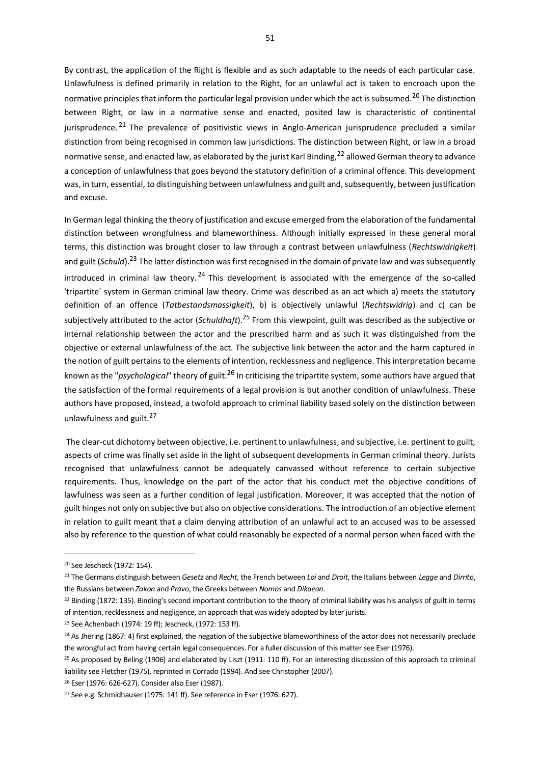By contrast, the application of the Right is flexible and as such adaptable to the needs of each particular case. Unlawfulness is defined primarily in relation to the Right, for an unlawful act is taken to encroach upon the normative principles that inform the particular legal provision under which the act is subsumed.[20] The distinction between Right, or law in a normative sense and enacted, posited law is characteristic of continental jurisprudence.[21] The prevalence of positivistic views in Anglo-American jurisprudence precluded a similar distinction from being recognised in common law jurisdictions. The distinction between Right, or law in a broad normative sense, and enacted law, as elaborated by the jurist Karl Binding,[22] allowed German theory to advance a conception of unlawfulness that goes beyond the statutory definition of a criminal offence. This development was, in turn, essential, to distinguishing between unlawfulness and guilt and, subsequently, between justification and excuse.

In German legal thinking the theory of justification and excuse emerged from the elaboration of the fundamental distinction between wrongfulness and blameworthiness. Although initially expressed in these general moral terms, this distinction was brought closer to law through a contrast between unlawfulness (*Rechtswidrigkeit*) and guilt (*Schuld*).[23] The latter distinction was first recognised in the domain of private law and was subsequently introduced in criminal law theory.[24] This development is associated with the emergence of the so-called 'tripartite' system in German criminal law theory. Crime was described as an act which a) meets the statutory definition of an offence (*Tatbestandsmassigkeit*), b) is objectively unlawful (*Rechtswidrig*) and c) can be subjectively attributed to the actor (*Schuldhaft*).[25] From this viewpoint, guilt was described as the subjective or internal relationship between the actor and the prescribed harm and as such it was distinguished from the objective or external unlawfulness of the act. The subjective link between the actor and the harm captured in the notion of guilt pertains to the elements of intention, recklessness and negligence. This interpretation became known as the "*psychological*" theory of guilt.[26] In criticising the tripartite system, some authors have argued that the satisfaction of the formal requirements of a legal provision is but another condition of unlawfulness. These authors have proposed, instead, a twofold approach to criminal liability based solely on the distinction between unlawfulness and guilt.[27]

The clear-cut dichotomy between objective, i.e. pertinent to unlawfulness, and subjective, i.e. pertinent to guilt, aspects of crime was finally set aside in the light of subsequent developments in German criminal theory. Jurists recognised that unlawfulness cannot be adequately canvassed without reference to certain subjective requirements. Thus, knowledge on the part of the actor that his conduct met the objective conditions of lawfulness was seen as a further condition of legal justification. Moreover, it was accepted that the notion of guilt hinges not only on subjective but also on objective considerations. The introduction of an objective element in relation to guilt meant that a claim denying attribution of an unlawful act to an accused was to be assessed also by reference to the question of what could reasonably be expected of a normal person when faced with the

---

[20] See Jescheck (1972: 154).

[21] The Germans distinguish between *Gesetz* and *Recht*, the French between *Loi* and *Droit*, the Italians between *Legge* and *Dirrito*, the Russians between *Zakon* and *Pravo*, the Greeks between *Nomos* and *Dikaeon*.

[22] Binding (1872: 135). Binding's second important contribution to the theory of criminal liability was his analysis of guilt in terms of intention, recklessness and negligence, an approach that was widely adopted by later jurists.

[23] See Achenbach (1974: 19 ff); Jescheck, (1972: 153 ff).

[24] As Jhering (1867: 4) first explained, the negation of the subjective blameworthiness of the actor does not necessarily preclude the wrongful act from having certain legal consequences. For a fuller discussion of this matter see Eser (1976).

[25] As proposed by Beling (1906) and elaborated by Liszt (1911: 110 ff). For an interesting discussion of this approach to criminal liability see Fletcher (1975), reprinted in Corrado (1994). And see Christopher (2007).

[26] Eser (1976: 626-627). Consider also Eser (1987).

[27] See e.g. Schmidhauser (1975: 141 ff). See reference in Eser (1976: 627).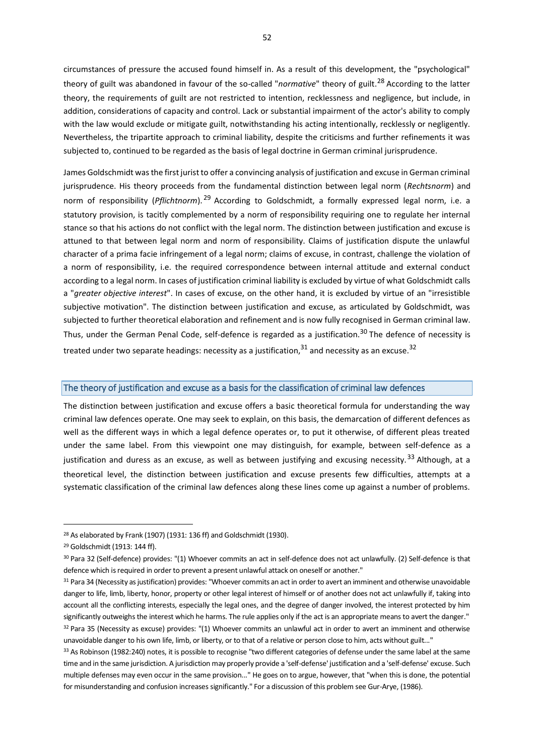circumstances of pressure the accused found himself in. As a result of this development, the "psychological" theory of guilt was abandoned in favour of the so-called "*normative*" theory of guilt.[28] According to the latter theory, the requirements of guilt are not restricted to intention, recklessness and negligence, but include, in addition, considerations of capacity and control. Lack or substantial impairment of the actor's ability to comply with the law would exclude or mitigate guilt, notwithstanding his acting intentionally, recklessly or negligently. Nevertheless, the tripartite approach to criminal liability, despite the criticisms and further refinements it was subjected to, continued to be regarded as the basis of legal doctrine in German criminal jurisprudence.

James Goldschmidt was the first jurist to offer a convincing analysis of justification and excuse in German criminal jurisprudence. His theory proceeds from the fundamental distinction between legal norm (*Rechtsnorm*) and norm of responsibility (*Pflichtnorm*).[29] According to Goldschmidt, a formally expressed legal norm, i.e. a statutory provision, is tacitly complemented by a norm of responsibility requiring one to regulate her internal stance so that his actions do not conflict with the legal norm. The distinction between justification and excuse is attuned to that between legal norm and norm of responsibility. Claims of justification dispute the unlawful character of a prima facie infringement of a legal norm; claims of excuse, in contrast, challenge the violation of a norm of responsibility, i.e. the required correspondence between internal attitude and external conduct according to a legal norm. In cases of justification criminal liability is excluded by virtue of what Goldschmidt calls a "*greater objective interest*". In cases of excuse, on the other hand, it is excluded by virtue of an "irresistible subjective motivation". The distinction between justification and excuse, as articulated by Goldschmidt, was subjected to further theoretical elaboration and refinement and is now fully recognised in German criminal law. Thus, under the German Penal Code, self-defence is regarded as a justification.[30] The defence of necessity is treated under two separate headings: necessity as a justification,[31] and necessity as an excuse.[32]

## The theory of justification and excuse as a basis for the classification of criminal law defences

The distinction between justification and excuse offers a basic theoretical formula for understanding the way criminal law defences operate. One may seek to explain, on this basis, the demarcation of different defences as well as the different ways in which a legal defence operates or, to put it otherwise, of different pleas treated under the same label. From this viewpoint one may distinguish, for example, between self-defence as a justification and duress as an excuse, as well as between justifying and excusing necessity.[33] Although, at a theoretical level, the distinction between justification and excuse presents few difficulties, attempts at a systematic classification of the criminal law defences along these lines come up against a number of problems.

---

[28] As elaborated by Frank (1907) (1931: 136 ff) and Goldschmidt (1930).

[29] Goldschmidt (1913: 144 ff).

[30] Para 32 (Self-defence) provides: "(1) Whoever commits an act in self-defence does not act unlawfully. (2) Self-defence is that defence which is required in order to prevent a present unlawful attack on oneself or another."

[31] Para 34 (Necessity as justification) provides: "Whoever commits an act in order to avert an imminent and otherwise unavoidable danger to life, limb, liberty, honor, property or other legal interest of himself or of another does not act unlawfully if, taking into account all the conflicting interests, especially the legal ones, and the degree of danger involved, the interest protected by him significantly outweighs the interest which he harms. The rule applies only if the act is an appropriate means to avert the danger."

[32] Para 35 (Necessity as excuse) provides: "(1) Whoever commits an unlawful act in order to avert an imminent and otherwise unavoidable danger to his own life, limb, or liberty, or to that of a relative or person close to him, acts without guilt..."

[33] As Robinson (1982:240) notes, it is possible to recognise "two different categories of defense under the same label at the same time and in the same jurisdiction. A jurisdiction may properly provide a 'self-defense' justification and a 'self-defense' excuse. Such multiple defenses may even occur in the same provision..." He goes on to argue, however, that "when this is done, the potential for misunderstanding and confusion increases significantly." For a discussion of this problem see Gur-Arye, (1986).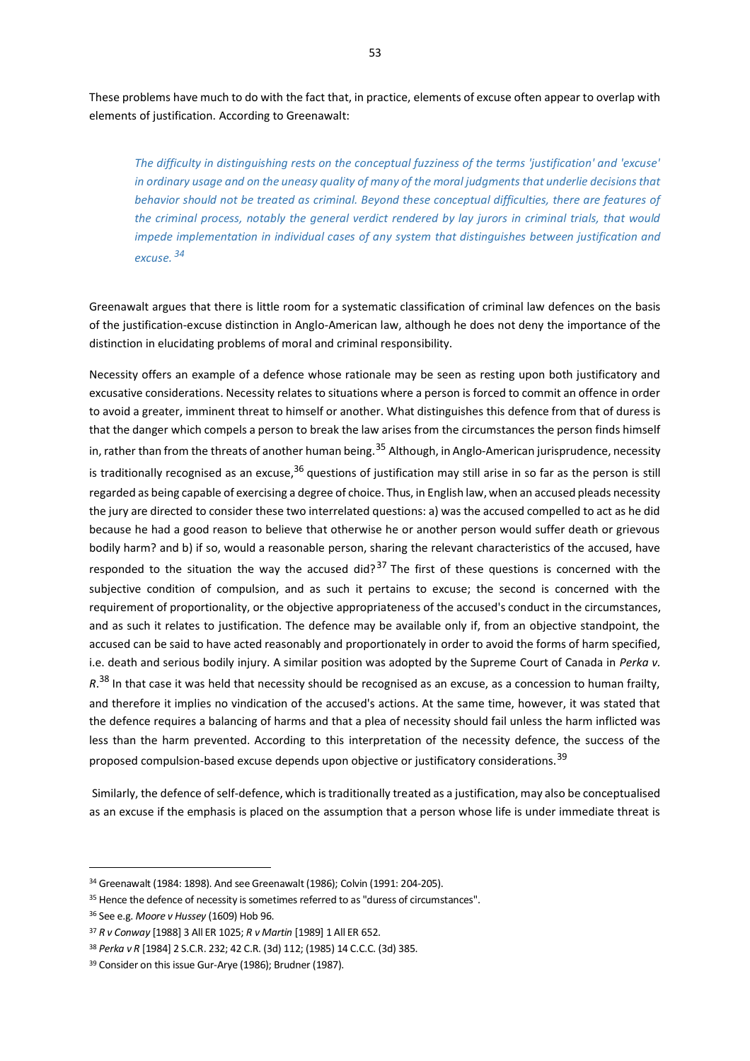These problems have much to do with the fact that, in practice, elements of excuse often appear to overlap with elements of justification. According to Greenawalt:

> *The difficulty in distinguishing rests on the conceptual fuzziness of the terms 'justification' and 'excuse' in ordinary usage and on the uneasy quality of many of the moral judgments that underlie decisions that behavior should not be treated as criminal. Beyond these conceptual difficulties, there are features of the criminal process, notably the general verdict rendered by lay jurors in criminal trials, that would impede implementation in individual cases of any system that distinguishes between justification and excuse.* [34]

Greenawalt argues that there is little room for a systematic classification of criminal law defences on the basis of the justification-excuse distinction in Anglo-American law, although he does not deny the importance of the distinction in elucidating problems of moral and criminal responsibility.

Necessity offers an example of a defence whose rationale may be seen as resting upon both justificatory and excusative considerations. Necessity relates to situations where a person is forced to commit an offence in order to avoid a greater, imminent threat to himself or another. What distinguishes this defence from that of duress is that the danger which compels a person to break the law arises from the circumstances the person finds himself in, rather than from the threats of another human being.[35] Although, in Anglo-American jurisprudence, necessity is traditionally recognised as an excuse,[36] questions of justification may still arise in so far as the person is still regarded as being capable of exercising a degree of choice. Thus, in English law, when an accused pleads necessity the jury are directed to consider these two interrelated questions: a) was the accused compelled to act as he did because he had a good reason to believe that otherwise he or another person would suffer death or grievous bodily harm? and b) if so, would a reasonable person, sharing the relevant characteristics of the accused, have responded to the situation the way the accused did?[37] The first of these questions is concerned with the subjective condition of compulsion, and as such it pertains to excuse; the second is concerned with the requirement of proportionality, or the objective appropriateness of the accused's conduct in the circumstances, and as such it relates to justification. The defence may be available only if, from an objective standpoint, the accused can be said to have acted reasonably and proportionately in order to avoid the forms of harm specified, i.e. death and serious bodily injury. A similar position was adopted by the Supreme Court of Canada in *Perka v. R*.[38] In that case it was held that necessity should be recognised as an excuse, as a concession to human frailty, and therefore it implies no vindication of the accused's actions. At the same time, however, it was stated that the defence requires a balancing of harms and that a plea of necessity should fail unless the harm inflicted was less than the harm prevented. According to this interpretation of the necessity defence, the success of the proposed compulsion-based excuse depends upon objective or justificatory considerations.[39]

Similarly, the defence of self-defence, which is traditionally treated as a justification, may also be conceptualised as an excuse if the emphasis is placed on the assumption that a person whose life is under immediate threat is

---

[34] Greenawalt (1984: 1898). And see Greenawalt (1986); Colvin (1991: 204-205).

[35] Hence the defence of necessity is sometimes referred to as "duress of circumstances".

[36] See e.g. *Moore v Hussey* (1609) Hob 96.

[37] *R v Conway* [1988] 3 All ER 1025; *R v Martin* [1989] 1 All ER 652.

[38] *Perka v R* [1984] 2 S.C.R. 232; 42 C.R. (3d) 112; (1985) 14 C.C.C. (3d) 385.

[39] Consider on this issue Gur-Arye (1986); Brudner (1987).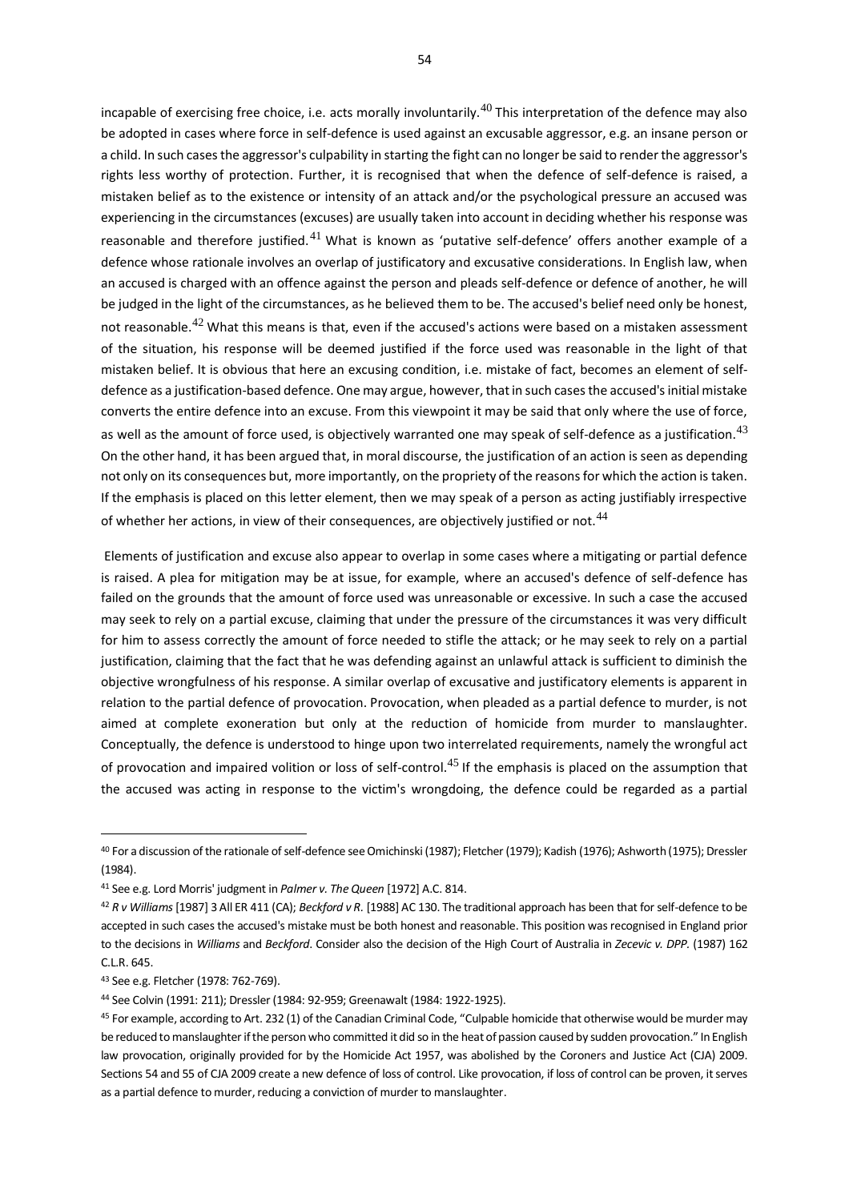incapable of exercising free choice, i.e. acts morally involuntarily.[40] This interpretation of the defence may also be adopted in cases where force in self-defence is used against an excusable aggressor, e.g. an insane person or a child. In such cases the aggressor's culpability in starting the fight can no longer be said to render the aggressor's rights less worthy of protection. Further, it is recognised that when the defence of self-defence is raised, a mistaken belief as to the existence or intensity of an attack and/or the psychological pressure an accused was experiencing in the circumstances (excuses) are usually taken into account in deciding whether his response was reasonable and therefore justified.[41] What is known as 'putative self-defence' offers another example of a defence whose rationale involves an overlap of justificatory and excusative considerations. In English law, when an accused is charged with an offence against the person and pleads self-defence or defence of another, he will be judged in the light of the circumstances, as he believed them to be. The accused's belief need only be honest, not reasonable.[42] What this means is that, even if the accused's actions were based on a mistaken assessment of the situation, his response will be deemed justified if the force used was reasonable in the light of that mistaken belief. It is obvious that here an excusing condition, i.e. mistake of fact, becomes an element of self-defence as a justification-based defence. One may argue, however, that in such cases the accused's initial mistake converts the entire defence into an excuse. From this viewpoint it may be said that only where the use of force, as well as the amount of force used, is objectively warranted one may speak of self-defence as a justification.[43] On the other hand, it has been argued that, in moral discourse, the justification of an action is seen as depending not only on its consequences but, more importantly, on the propriety of the reasons for which the action is taken. If the emphasis is placed on this letter element, then we may speak of a person as acting justifiably irrespective of whether her actions, in view of their consequences, are objectively justified or not.[44]

Elements of justification and excuse also appear to overlap in some cases where a mitigating or partial defence is raised. A plea for mitigation may be at issue, for example, where an accused's defence of self-defence has failed on the grounds that the amount of force used was unreasonable or excessive. In such a case the accused may seek to rely on a partial excuse, claiming that under the pressure of the circumstances it was very difficult for him to assess correctly the amount of force needed to stifle the attack; or he may seek to rely on a partial justification, claiming that the fact that he was defending against an unlawful attack is sufficient to diminish the objective wrongfulness of his response. A similar overlap of excusative and justificatory elements is apparent in relation to the partial defence of provocation. Provocation, when pleaded as a partial defence to murder, is not aimed at complete exoneration but only at the reduction of homicide from murder to manslaughter. Conceptually, the defence is understood to hinge upon two interrelated requirements, namely the wrongful act of provocation and impaired volition or loss of self-control.[45] If the emphasis is placed on the assumption that the accused was acting in response to the victim's wrongdoing, the defence could be regarded as a partial

---

[40] For a discussion of the rationale of self-defence see Omichinski (1987); Fletcher (1979); Kadish (1976); Ashworth (1975); Dressler (1984).

[41] See e.g. Lord Morris' judgment in *Palmer v. The Queen* [1972] A.C. 814.

[42] *R v Williams* [1987] 3 All ER 411 (CA); *Beckford v R.* [1988] AC 130. The traditional approach has been that for self-defence to be accepted in such cases the accused's mistake must be both honest and reasonable. This position was recognised in England prior to the decisions in *Williams* and *Beckford*. Consider also the decision of the High Court of Australia in *Zecevic v. DPP.* (1987) 162 C.L.R. 645.

[43] See e.g. Fletcher (1978: 762-769).

[44] See Colvin (1991: 211); Dressler (1984: 92-959; Greenawalt (1984: 1922-1925).

[45] For example, according to Art. 232 (1) of the Canadian Criminal Code, "Culpable homicide that otherwise would be murder may be reduced to manslaughter if the person who committed it did so in the heat of passion caused by sudden provocation." In English law provocation, originally provided for by the Homicide Act 1957, was abolished by the Coroners and Justice Act (CJA) 2009. Sections 54 and 55 of CJA 2009 create a new defence of loss of control. Like provocation, if loss of control can be proven, it serves as a partial defence to murder, reducing a conviction of murder to manslaughter.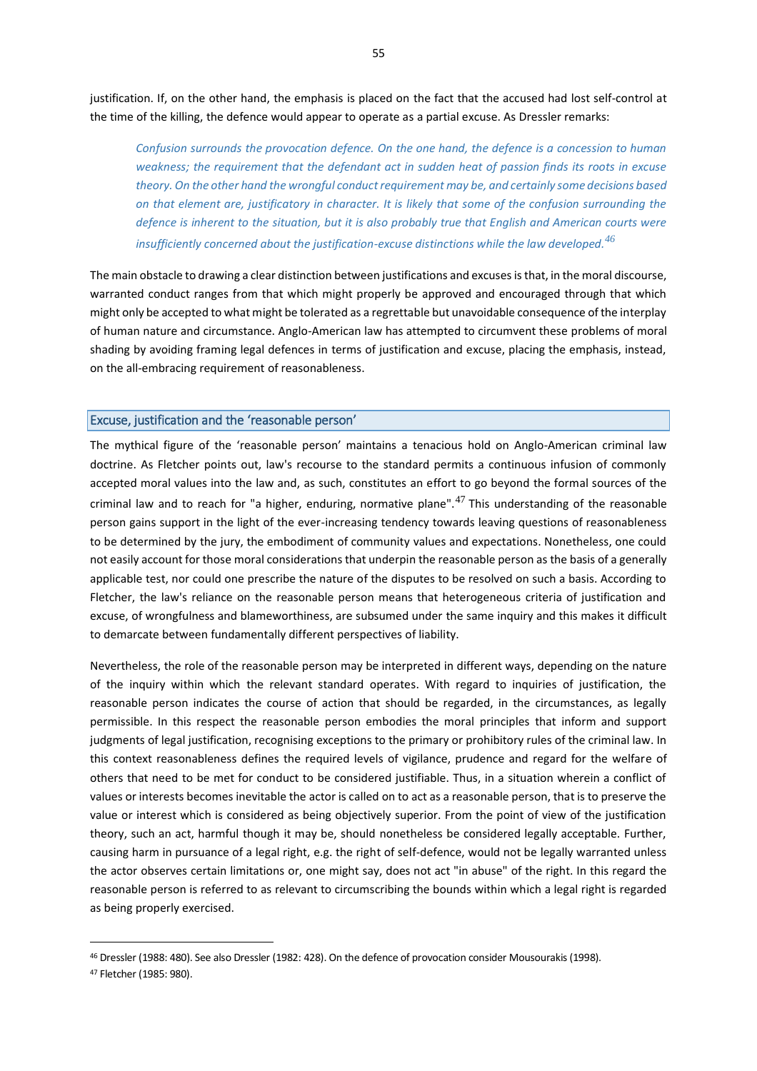justification. If, on the other hand, the emphasis is placed on the fact that the accused had lost self-control at the time of the killing, the defence would appear to operate as a partial excuse. As Dressler remarks:

> *Confusion surrounds the provocation defence. On the one hand, the defence is a concession to human weakness; the requirement that the defendant act in sudden heat of passion finds its roots in excuse theory. On the other hand the wrongful conduct requirement may be, and certainly some decisions based on that element are, justificatory in character. It is likely that some of the confusion surrounding the defence is inherent to the situation, but it is also probably true that English and American courts were insufficiently concerned about the justification-excuse distinctions while the law developed.*[46]

The main obstacle to drawing a clear distinction between justifications and excuses is that, in the moral discourse, warranted conduct ranges from that which might properly be approved and encouraged through that which might only be accepted to what might be tolerated as a regrettable but unavoidable consequence of the interplay of human nature and circumstance. Anglo-American law has attempted to circumvent these problems of moral shading by avoiding framing legal defences in terms of justification and excuse, placing the emphasis, instead, on the all-embracing requirement of reasonableness.

## Excuse, justification and the 'reasonable person'

The mythical figure of the 'reasonable person' maintains a tenacious hold on Anglo-American criminal law doctrine. As Fletcher points out, law's recourse to the standard permits a continuous infusion of commonly accepted moral values into the law and, as such, constitutes an effort to go beyond the formal sources of the criminal law and to reach for "a higher, enduring, normative plane".[47] This understanding of the reasonable person gains support in the light of the ever-increasing tendency towards leaving questions of reasonableness to be determined by the jury, the embodiment of community values and expectations. Nonetheless, one could not easily account for those moral considerations that underpin the reasonable person as the basis of a generally applicable test, nor could one prescribe the nature of the disputes to be resolved on such a basis. According to Fletcher, the law's reliance on the reasonable person means that heterogeneous criteria of justification and excuse, of wrongfulness and blameworthiness, are subsumed under the same inquiry and this makes it difficult to demarcate between fundamentally different perspectives of liability.

Nevertheless, the role of the reasonable person may be interpreted in different ways, depending on the nature of the inquiry within which the relevant standard operates. With regard to inquiries of justification, the reasonable person indicates the course of action that should be regarded, in the circumstances, as legally permissible. In this respect the reasonable person embodies the moral principles that inform and support judgments of legal justification, recognising exceptions to the primary or prohibitory rules of the criminal law. In this context reasonableness defines the required levels of vigilance, prudence and regard for the welfare of others that need to be met for conduct to be considered justifiable. Thus, in a situation wherein a conflict of values or interests becomes inevitable the actor is called on to act as a reasonable person, that is to preserve the value or interest which is considered as being objectively superior. From the point of view of the justification theory, such an act, harmful though it may be, should nonetheless be considered legally acceptable. Further, causing harm in pursuance of a legal right, e.g. the right of self-defence, would not be legally warranted unless the actor observes certain limitations or, one might say, does not act "in abuse" of the right. In this regard the reasonable person is referred to as relevant to circumscribing the bounds within which a legal right is regarded as being properly exercised.

---

[46] Dressler (1988: 480). See also Dressler (1982: 428). On the defence of provocation consider Mousourakis (1998).

[47] Fletcher (1985: 980).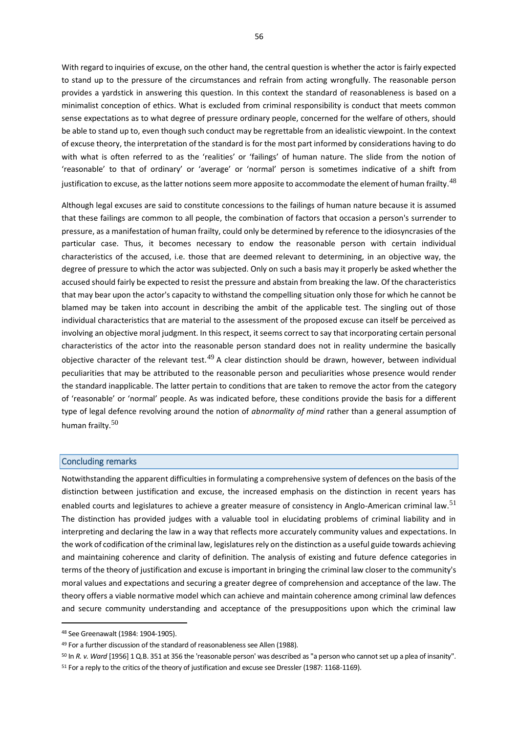With regard to inquiries of excuse, on the other hand, the central question is whether the actor is fairly expected to stand up to the pressure of the circumstances and refrain from acting wrongfully. The reasonable person provides a yardstick in answering this question. In this context the standard of reasonableness is based on a minimalist conception of ethics. What is excluded from criminal responsibility is conduct that meets common sense expectations as to what degree of pressure ordinary people, concerned for the welfare of others, should be able to stand up to, even though such conduct may be regrettable from an idealistic viewpoint. In the context of excuse theory, the interpretation of the standard is for the most part informed by considerations having to do with what is often referred to as the 'realities' or 'failings' of human nature. The slide from the notion of 'reasonable' to that of ordinary' or 'average' or 'normal' person is sometimes indicative of a shift from justification to excuse, as the latter notions seem more apposite to accommodate the element of human frailty.[48]

Although legal excuses are said to constitute concessions to the failings of human nature because it is assumed that these failings are common to all people, the combination of factors that occasion a person's surrender to pressure, as a manifestation of human frailty, could only be determined by reference to the idiosyncrasies of the particular case. Thus, it becomes necessary to endow the reasonable person with certain individual characteristics of the accused, i.e. those that are deemed relevant to determining, in an objective way, the degree of pressure to which the actor was subjected. Only on such a basis may it properly be asked whether the accused should fairly be expected to resist the pressure and abstain from breaking the law. Of the characteristics that may bear upon the actor's capacity to withstand the compelling situation only those for which he cannot be blamed may be taken into account in describing the ambit of the applicable test. The singling out of those individual characteristics that are material to the assessment of the proposed excuse can itself be perceived as involving an objective moral judgment. In this respect, it seems correct to say that incorporating certain personal characteristics of the actor into the reasonable person standard does not in reality undermine the basically objective character of the relevant test.[49] A clear distinction should be drawn, however, between individual peculiarities that may be attributed to the reasonable person and peculiarities whose presence would render the standard inapplicable. The latter pertain to conditions that are taken to remove the actor from the category of 'reasonable' or 'normal' people. As was indicated before, these conditions provide the basis for a different type of legal defence revolving around the notion of *abnormality of mind* rather than a general assumption of human frailty.[50]

## Concluding remarks

Notwithstanding the apparent difficulties in formulating a comprehensive system of defences on the basis of the distinction between justification and excuse, the increased emphasis on the distinction in recent years has enabled courts and legislatures to achieve a greater measure of consistency in Anglo-American criminal law.[51] The distinction has provided judges with a valuable tool in elucidating problems of criminal liability and in interpreting and declaring the law in a way that reflects more accurately community values and expectations. In the work of codification of the criminal law, legislatures rely on the distinction as a useful guide towards achieving and maintaining coherence and clarity of definition. The analysis of existing and future defence categories in terms of the theory of justification and excuse is important in bringing the criminal law closer to the community's moral values and expectations and securing a greater degree of comprehension and acceptance of the law. The theory offers a viable normative model which can achieve and maintain coherence among criminal law defences and secure community understanding and acceptance of the presuppositions upon which the criminal law

---

[48] See Greenawalt (1984: 1904-1905).

[49] For a further discussion of the standard of reasonableness see Allen (1988).

[50] In *R. v. Ward* [1956] 1 Q.B. 351 at 356 the 'reasonable person' was described as "a person who cannot set up a plea of insanity".

[51] For a reply to the critics of the theory of justification and excuse see Dressler (1987: 1168-1169).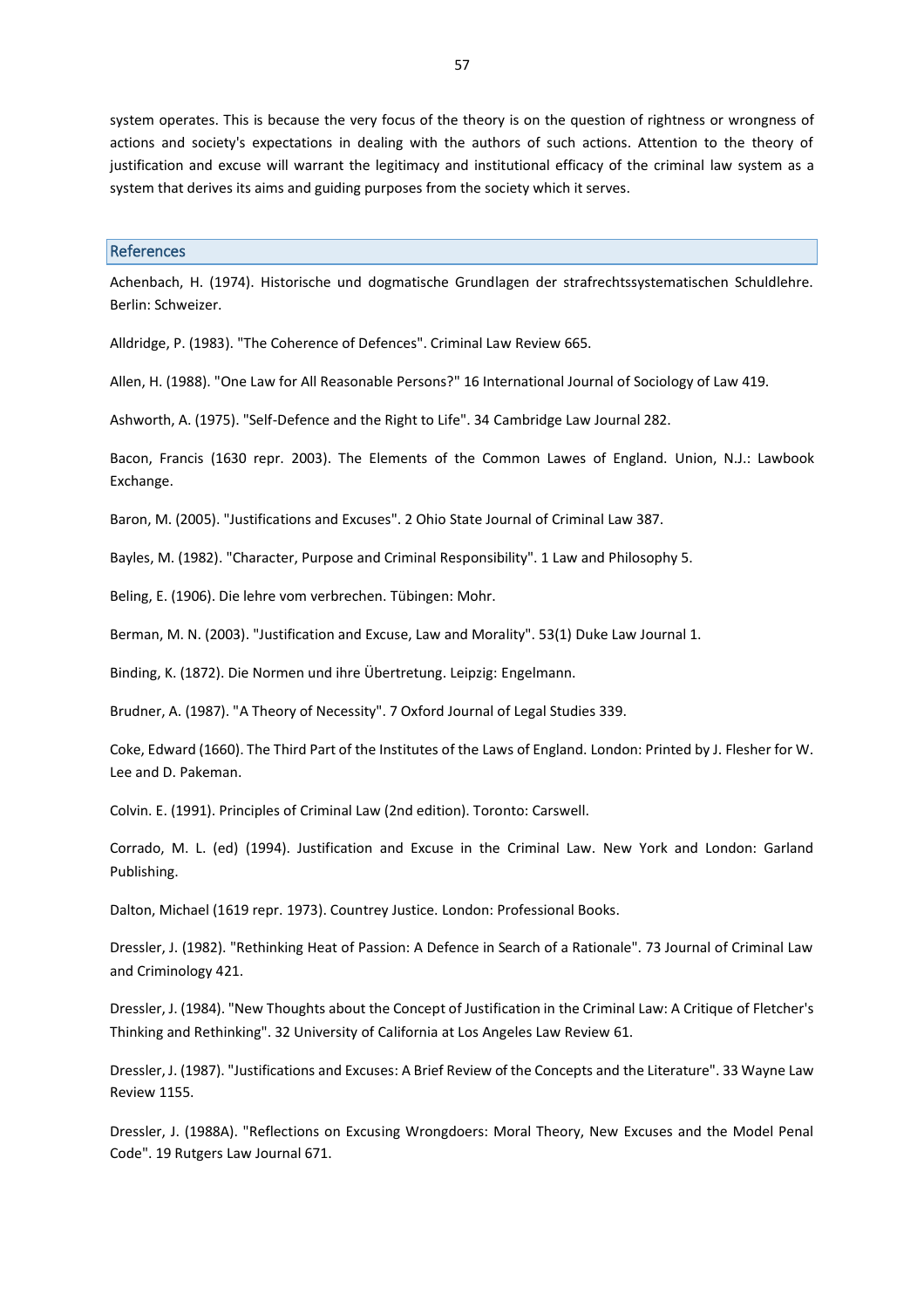system operates. This is because the very focus of the theory is on the question of rightness or wrongness of actions and society's expectations in dealing with the authors of such actions. Attention to the theory of justification and excuse will warrant the legitimacy and institutional efficacy of the criminal law system as a system that derives its aims and guiding purposes from the society which it serves.

## References

Achenbach, H. (1974). Historische und dogmatische Grundlagen der strafrechtssystematischen Schuldlehre. Berlin: Schweizer.

Alldridge, P. (1983). "The Coherence of Defences". Criminal Law Review 665.

Allen, H. (1988). "One Law for All Reasonable Persons?" 16 International Journal of Sociology of Law 419.

Ashworth, A. (1975). "Self-Defence and the Right to Life". 34 Cambridge Law Journal 282.

Bacon, Francis (1630 repr. 2003). The Elements of the Common Lawes of England. Union, N.J.: Lawbook Exchange.

Baron, M. (2005). "Justifications and Excuses". 2 Ohio State Journal of Criminal Law 387.

Bayles, M. (1982). "Character, Purpose and Criminal Responsibility". 1 Law and Philosophy 5.

Beling, E. (1906). Die lehre vom verbrechen. Tübingen: Mohr.

Berman, M. N. (2003). "Justification and Excuse, Law and Morality". 53(1) Duke Law Journal 1.

Binding, K. (1872). Die Normen und ihre Übertretung. Leipzig: Engelmann.

Brudner, A. (1987). "A Theory of Necessity". 7 Oxford Journal of Legal Studies 339.

Coke, Edward (1660). The Third Part of the Institutes of the Laws of England. London: Printed by J. Flesher for W. Lee and D. Pakeman.

Colvin. E. (1991). Principles of Criminal Law (2nd edition). Toronto: Carswell.

Corrado, M. L. (ed) (1994). Justification and Excuse in the Criminal Law. New York and London: Garland Publishing.

Dalton, Michael (1619 repr. 1973). Countrey Justice. London: Professional Books.

Dressler, J. (1982). "Rethinking Heat of Passion: A Defence in Search of a Rationale". 73 Journal of Criminal Law and Criminology 421.

Dressler, J. (1984). "New Thoughts about the Concept of Justification in the Criminal Law: A Critique of Fletcher's Thinking and Rethinking". 32 University of California at Los Angeles Law Review 61.

Dressler, J. (1987). "Justifications and Excuses: A Brief Review of the Concepts and the Literature". 33 Wayne Law Review 1155.

Dressler, J. (1988A). "Reflections on Excusing Wrongdoers: Moral Theory, New Excuses and the Model Penal Code". 19 Rutgers Law Journal 671.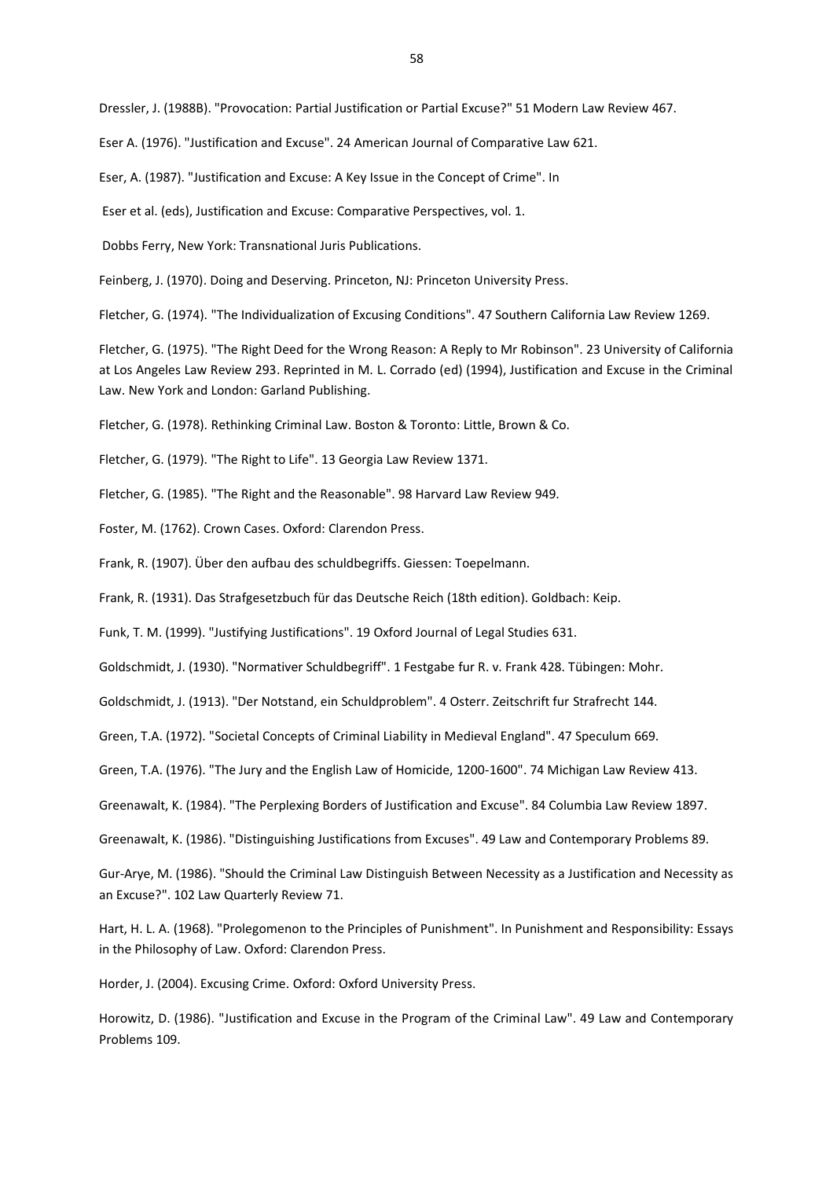Dressler, J. (1988B). "Provocation: Partial Justification or Partial Excuse?" 51 Modern Law Review 467.

Eser A. (1976). "Justification and Excuse". 24 American Journal of Comparative Law 621.

Eser, A. (1987). "Justification and Excuse: A Key Issue in the Concept of Crime". In

Eser et al. (eds), Justification and Excuse: Comparative Perspectives, vol. 1.

Dobbs Ferry, New York: Transnational Juris Publications.

Feinberg, J. (1970). Doing and Deserving. Princeton, NJ: Princeton University Press.

Fletcher, G. (1974). "The Individualization of Excusing Conditions". 47 Southern California Law Review 1269.

Fletcher, G. (1975). "The Right Deed for the Wrong Reason: A Reply to Mr Robinson". 23 University of California at Los Angeles Law Review 293. Reprinted in M. L. Corrado (ed) (1994), Justification and Excuse in the Criminal Law. New York and London: Garland Publishing.

Fletcher, G. (1978). Rethinking Criminal Law. Boston & Toronto: Little, Brown & Co.

Fletcher, G. (1979). "The Right to Life". 13 Georgia Law Review 1371.

Fletcher, G. (1985). "The Right and the Reasonable". 98 Harvard Law Review 949.

Foster, M. (1762). Crown Cases. Oxford: Clarendon Press.

Frank, R. (1907). Über den aufbau des schuldbegriffs. Giessen: Toepelmann.

Frank, R. (1931). Das Strafgesetzbuch für das Deutsche Reich (18th edition). Goldbach: Keip.

Funk, T. M. (1999). "Justifying Justifications". 19 Oxford Journal of Legal Studies 631.

Goldschmidt, J. (1930). "Normativer Schuldbegriff". 1 Festgabe fur R. v. Frank 428. Tübingen: Mohr.

Goldschmidt, J. (1913). "Der Notstand, ein Schuldproblem". 4 Osterr. Zeitschrift fur Strafrecht 144.

Green, T.A. (1972). "Societal Concepts of Criminal Liability in Medieval England". 47 Speculum 669.

Green, T.A. (1976). "The Jury and the English Law of Homicide, 1200-1600". 74 Michigan Law Review 413.

Greenawalt, K. (1984). "The Perplexing Borders of Justification and Excuse". 84 Columbia Law Review 1897.

Greenawalt, K. (1986). "Distinguishing Justifications from Excuses". 49 Law and Contemporary Problems 89.

Gur-Arye, M. (1986). "Should the Criminal Law Distinguish Between Necessity as a Justification and Necessity as an Excuse?". 102 Law Quarterly Review 71.

Hart, H. L. A. (1968). "Prolegomenon to the Principles of Punishment". In Punishment and Responsibility: Essays in the Philosophy of Law. Oxford: Clarendon Press.

Horder, J. (2004). Excusing Crime. Oxford: Oxford University Press.

Horowitz, D. (1986). "Justification and Excuse in the Program of the Criminal Law". 49 Law and Contemporary Problems 109.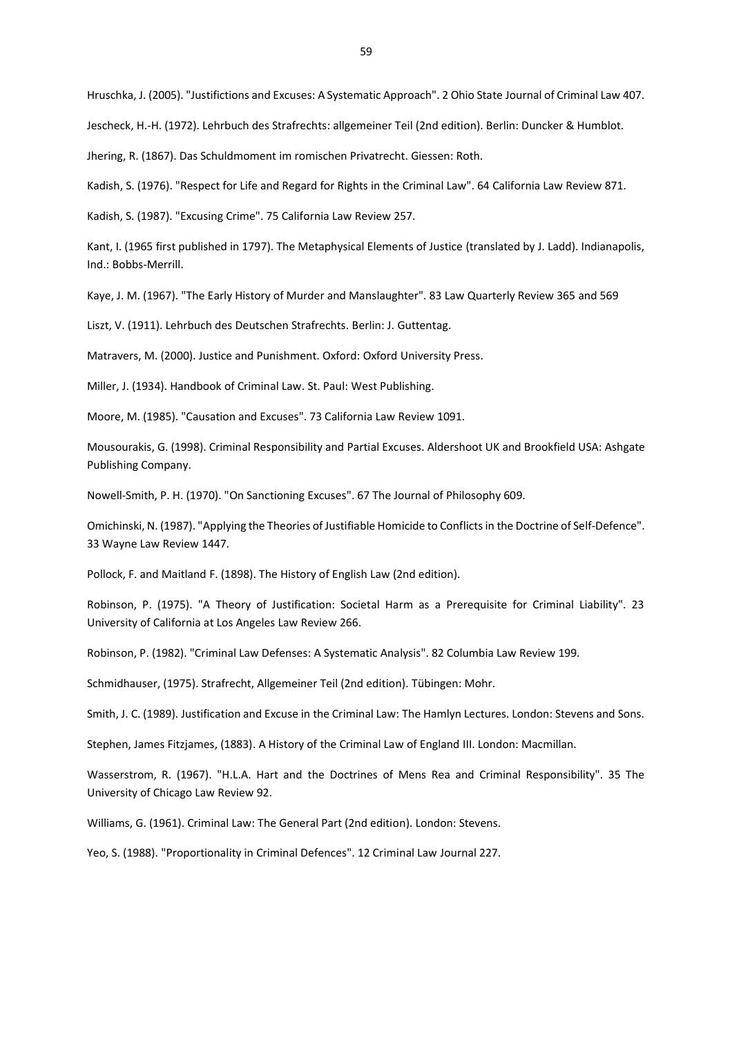Hruschka, J. (2005). "Justifictions and Excuses: A Systematic Approach". 2 Ohio State Journal of Criminal Law 407.

Jescheck, H.-H. (1972). Lehrbuch des Strafrechts: allgemeiner Teil (2nd edition). Berlin: Duncker & Humblot.

Jhering, R. (1867). Das Schuldmoment im romischen Privatrecht. Giessen: Roth.

Kadish, S. (1976). "Respect for Life and Regard for Rights in the Criminal Law". 64 California Law Review 871.

Kadish, S. (1987). "Excusing Crime". 75 California Law Review 257.

Kant, I. (1965 first published in 1797). The Metaphysical Elements of Justice (translated by J. Ladd). Indianapolis, Ind.: Bobbs-Merrill.

Kaye, J. M. (1967). "The Early History of Murder and Manslaughter". 83 Law Quarterly Review 365 and 569

Liszt, V. (1911). Lehrbuch des Deutschen Strafrechts. Berlin: J. Guttentag.

Matravers, M. (2000). Justice and Punishment. Oxford: Oxford University Press.

Miller, J. (1934). Handbook of Criminal Law. St. Paul: West Publishing.

Moore, M. (1985). "Causation and Excuses". 73 California Law Review 1091.

Mousourakis, G. (1998). Criminal Responsibility and Partial Excuses. Aldershoot UK and Brookfield USA: Ashgate Publishing Company.

Nowell-Smith, P. H. (1970). "On Sanctioning Excuses". 67 The Journal of Philosophy 609.

Omichinski, N. (1987). "Applying the Theories of Justifiable Homicide to Conflicts in the Doctrine of Self-Defence". 33 Wayne Law Review 1447.

Pollock, F. and Maitland F. (1898). The History of English Law (2nd edition).

Robinson, P. (1975). "A Theory of Justification: Societal Harm as a Prerequisite for Criminal Liability". 23 University of California at Los Angeles Law Review 266.

Robinson, P. (1982). "Criminal Law Defenses: A Systematic Analysis". 82 Columbia Law Review 199.

Schmidhauser, (1975). Strafrecht, Allgemeiner Teil (2nd edition). Tübingen: Mohr.

Smith, J. C. (1989). Justification and Excuse in the Criminal Law: The Hamlyn Lectures. London: Stevens and Sons.

Stephen, James Fitzjames, (1883). A History of the Criminal Law of England III. London: Macmillan.

Wasserstrom, R. (1967). "H.L.A. Hart and the Doctrines of Mens Rea and Criminal Responsibility". 35 The University of Chicago Law Review 92.

Williams, G. (1961). Criminal Law: The General Part (2nd edition). London: Stevens.

Yeo, S. (1988). "Proportionality in Criminal Defences". 12 Criminal Law Journal 227.